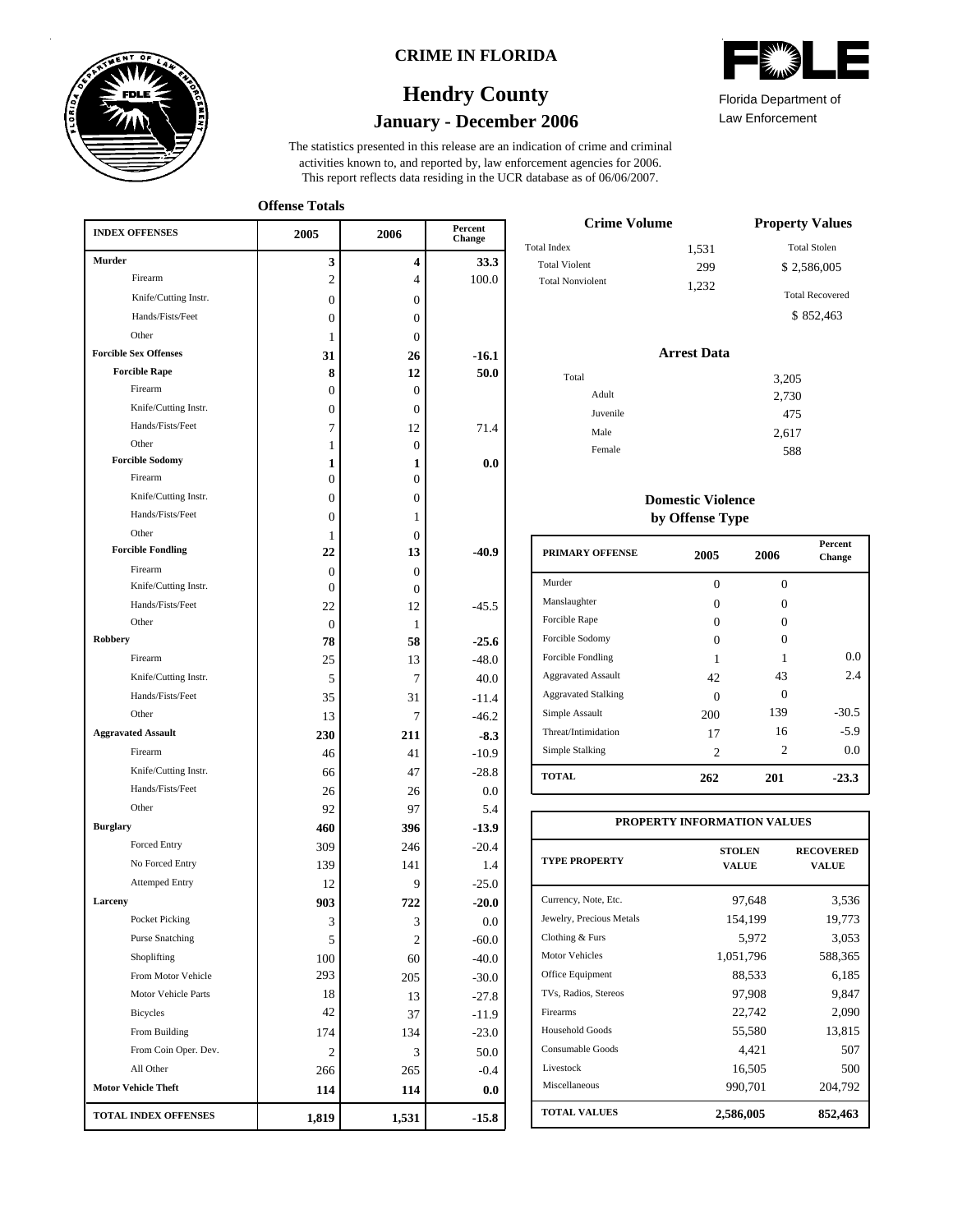# CRIME IN FLORIDA

## Hendry County

### January - December 2006

FDLE

Florida Department of Law Enforcement

The statistics presented in this release are an indication of crime and criminal activities known to, and reported by, law enforcement agencies for 2006. This report reflects data residing in the UCR database as of 06/06/2007.

**Offense Totals**

| INDEX OFFENSES | 2005 | 2006 | Percent Change |
|---|---|---|---|
| **Murder** | **3** | **4** | **33.3** |
| Firearm | 2 | 4 | 100.0 |
| Knife/Cutting Instr. | 0 | 0 | |
| Hands/Fists/Feet | 0 | 0 | |
| Other | 1 | 0 | |
| **Forcible Sex Offenses** | **31** | **26** | **-16.1** |
| **Forcible Rape** | **8** | **12** | **50.0** |
| Firearm | 0 | 0 | |
| Knife/Cutting Instr. | 0 | 0 | |
| Hands/Fists/Feet | 7 | 12 | 71.4 |
| Other | 1 | 0 | |
| **Forcible Sodomy** | **1** | **1** | **0.0** |
| Firearm | 0 | 0 | |
| Knife/Cutting Instr. | 0 | 0 | |
| Hands/Fists/Feet | 0 | 1 | |
| Other | 1 | 0 | |
| **Forcible Fondling** | **22** | **13** | **-40.9** |
| Firearm | 0 | 0 | |
| Knife/Cutting Instr. | 0 | 0 | |
| Hands/Fists/Feet | 22 | 12 | -45.5 |
| Other | 0 | 1 | |
| **Robbery** | **78** | **58** | **-25.6** |
| Firearm | 25 | 13 | -48.0 |
| Knife/Cutting Instr. | 5 | 7 | 40.0 |
| Hands/Fists/Feet | 35 | 31 | -11.4 |
| Other | 13 | 7 | -46.2 |
| **Aggravated Assault** | **230** | **211** | **-8.3** |
| Firearm | 46 | 41 | -10.9 |
| Knife/Cutting Instr. | 66 | 47 | -28.8 |
| Hands/Fists/Feet | 26 | 26 | 0.0 |
| Other | 92 | 97 | 5.4 |
| **Burglary** | **460** | **396** | **-13.9** |
| Forced Entry | 309 | 246 | -20.4 |
| No Forced Entry | 139 | 141 | 1.4 |
| Attemped Entry | 12 | 9 | -25.0 |
| **Larceny** | **903** | **722** | **-20.0** |
| Pocket Picking | 3 | 3 | 0.0 |
| Purse Snatching | 5 | 2 | -60.0 |
| Shoplifting | 100 | 60 | -40.0 |
| From Motor Vehicle | 293 | 205 | -30.0 |
| Motor Vehicle Parts | 18 | 13 | -27.8 |
| Bicycles | 42 | 37 | -11.9 |
| From Building | 174 | 134 | -23.0 |
| From Coin Oper. Dev. | 2 | 3 | 50.0 |
| All Other | 266 | 265 | -0.4 |
| **Motor Vehicle Theft** | **114** | **114** | **0.0** |
| **TOTAL INDEX OFFENSES** | **1,819** | **1,531** | **-15.8** |

**Crime Volume**

| | |
|---|---|
| Total Index | 1,531 |
| Total Violent | 299 |
| Total Nonviolent | 1,232 |

**Property Values**

| | |
|---|---|
| Total Stolen | $ 2,586,005 |
| Total Recovered | $ 852,463 |

**Arrest Data**

| | |
|---|---|
| Total | 3,205 |
| Adult | 2,730 |
| Juvenile | 475 |
| Male | 2,617 |
| Female | 588 |

**Domestic Violence by Offense Type**

| PRIMARY OFFENSE | 2005 | 2006 | Percent Change |
|---|---|---|---|
| Murder | 0 | 0 | |
| Manslaughter | 0 | 0 | |
| Forcible Rape | 0 | 0 | |
| Forcible Sodomy | 0 | 0 | |
| Forcible Fondling | 1 | 1 | 0.0 |
| Aggravated Assault | 42 | 43 | 2.4 |
| Aggravated Stalking | 0 | 0 | |
| Simple Assault | 200 | 139 | -30.5 |
| Threat/Intimidation | 17 | 16 | -5.9 |
| Simple Stalking | 2 | 2 | 0.0 |
| **TOTAL** | **262** | **201** | **-23.3** |

**PROPERTY INFORMATION VALUES**

| TYPE PROPERTY | STOLEN VALUE | RECOVERED VALUE |
|---|---|---|
| Currency, Note, Etc. | 97,648 | 3,536 |
| Jewelry, Precious Metals | 154,199 | 19,773 |
| Clothing & Furs | 5,972 | 3,053 |
| Motor Vehicles | 1,051,796 | 588,365 |
| Office Equipment | 88,533 | 6,185 |
| TVs, Radios, Stereos | 97,908 | 9,847 |
| Firearms | 22,742 | 2,090 |
| Household Goods | 55,580 | 13,815 |
| Consumable Goods | 4,421 | 507 |
| Livestock | 16,505 | 500 |
| Miscellaneous | 990,701 | 204,792 |
| **TOTAL VALUES** | **2,586,005** | **852,463** |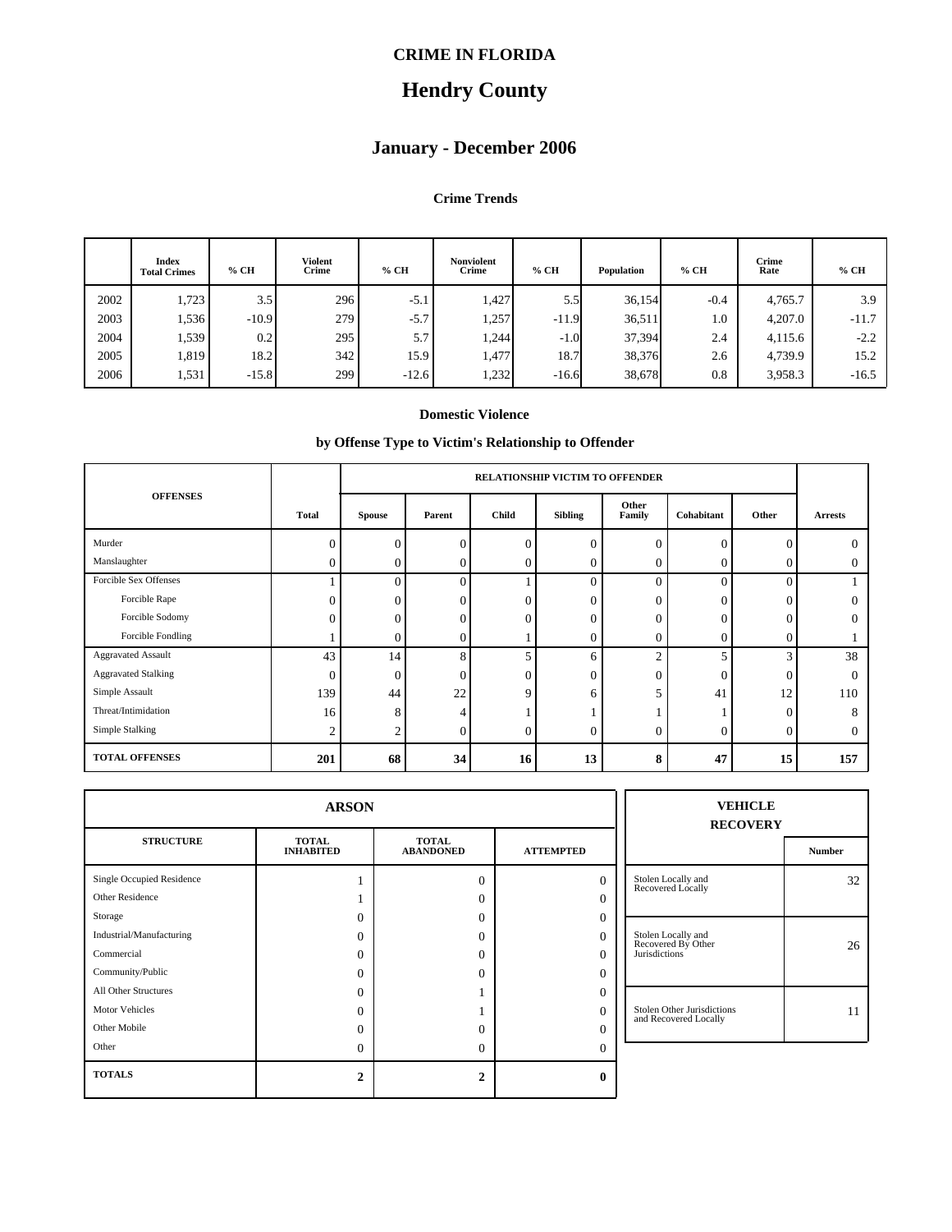**CRIME IN FLORIDA**

# Hendry County

## January - December 2006

### Crime Trends

| | Index Total Crimes | % CH | Violent Crime | % CH | Nonviolent Crime | % CH | Population | % CH | Crime Rate | % CH |
|---|---|---|---|---|---|---|---|---|---|---|
| 2002 | 1,723 | 3.5 | 296 | -5.1 | 1,427 | 5.5 | 36,154 | -0.4 | 4,765.7 | 3.9 |
| 2003 | 1,536 | -10.9 | 279 | -5.7 | 1,257 | -11.9 | 36,511 | 1.0 | 4,207.0 | -11.7 |
| 2004 | 1,539 | 0.2 | 295 | 5.7 | 1,244 | -1.0 | 37,394 | 2.4 | 4,115.6 | -2.2 |
| 2005 | 1,819 | 18.2 | 342 | 15.9 | 1,477 | 18.7 | 38,376 | 2.6 | 4,739.9 | 15.2 |
| 2006 | 1,531 | -15.8 | 299 | -12.6 | 1,232 | -16.6 | 38,678 | 0.8 | 3,958.3 | -16.5 |

### Domestic Violence

### by Offense Type to Victim's Relationship to Offender

| OFFENSES | Total | RELATIONSHIP VICTIM TO OFFENDER | | | | | | | Arrests |
|---|---|---|---|---|---|---|---|---|---|
| | | Spouse | Parent | Child | Sibling | Other Family | Cohabitant | Other | |
| Murder | 0 | 0 | 0 | 0 | 0 | 0 | 0 | 0 | 0 |
| Manslaughter | 0 | 0 | 0 | 0 | 0 | 0 | 0 | 0 | 0 |
| Forcible Sex Offenses | 1 | 0 | 0 | 1 | 0 | 0 | 0 | 0 | 1 |
| Forcible Rape | 0 | 0 | 0 | 0 | 0 | 0 | 0 | 0 | 0 |
| Forcible Sodomy | 0 | 0 | 0 | 0 | 0 | 0 | 0 | 0 | 0 |
| Forcible Fondling | 1 | 0 | 0 | 1 | 0 | 0 | 0 | 0 | 1 |
| Aggravated Assault | 43 | 14 | 8 | 5 | 6 | 2 | 5 | 3 | 38 |
| Aggravated Stalking | 0 | 0 | 0 | 0 | 0 | 0 | 0 | 0 | 0 |
| Simple Assault | 139 | 44 | 22 | 9 | 6 | 5 | 41 | 12 | 110 |
| Threat/Intimidation | 16 | 8 | 4 | 1 | 1 | 1 | 1 | 0 | 8 |
| Simple Stalking | 2 | 2 | 0 | 0 | 0 | 0 | 0 | 0 | 0 |
| **TOTAL OFFENSES** | **201** | **68** | **34** | **16** | **13** | **8** | **47** | **15** | **157** |

| ARSON | | | |
|---|---|---|---|
| STRUCTURE | TOTAL INHABITED | TOTAL ABANDONED | ATTEMPTED |
| Single Occupied Residence | 1 | 0 | 0 |
| Other Residence | 1 | 0 | 0 |
| Storage | 0 | 0 | 0 |
| Industrial/Manufacturing | 0 | 0 | 0 |
| Commercial | 0 | 0 | 0 |
| Community/Public | 0 | 0 | 0 |
| All Other Structures | 0 | 1 | 0 |
| Motor Vehicles | 0 | 1 | 0 |
| Other Mobile | 0 | 0 | 0 |
| Other | 0 | 0 | 0 |
| **TOTALS** | **2** | **2** | **0** |

| VEHICLE RECOVERY | Number |
|---|---|
| Stolen Locally and Recovered Locally | 32 |
| Stolen Locally and Recovered By Other Jurisdictions | 26 |
| Stolen Other Jurisdictions and Recovered Locally | 11 |